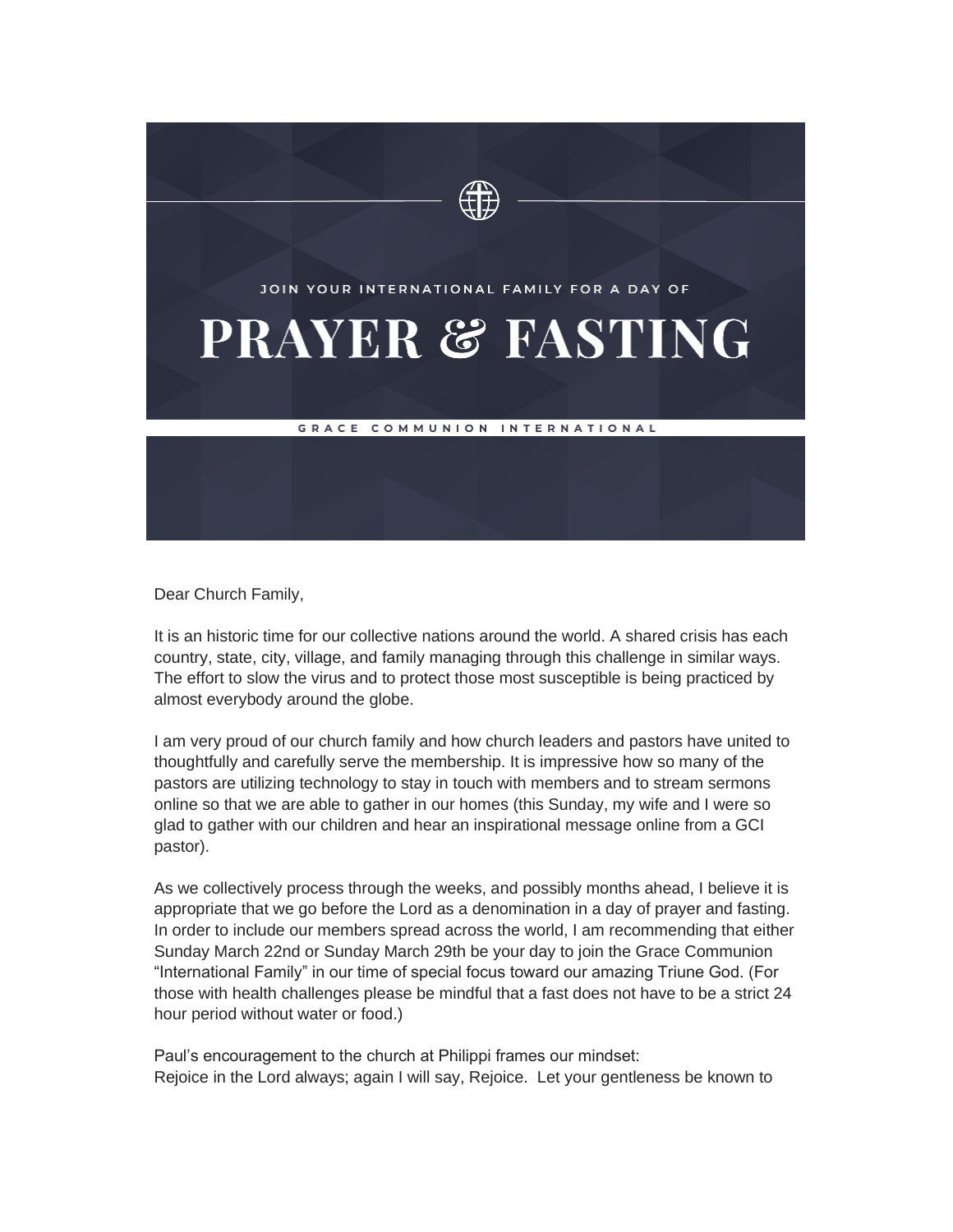JOIN YOUR INTERNATIONAL FAMILY FOR A DAY OF

# PRAYER & FASTING

GRACE COMMUNION INTERNATIONAL

Dear Church Family,

It is an historic time for our collective nations around the world. A shared crisis has each country, state, city, village, and family managing through this challenge in similar ways. The effort to slow the virus and to protect those most susceptible is being practiced by almost everybody around the globe.

I am very proud of our church family and how church leaders and pastors have united to thoughtfully and carefully serve the membership. It is impressive how so many of the pastors are utilizing technology to stay in touch with members and to stream sermons online so that we are able to gather in our homes (this Sunday, my wife and I were so glad to gather with our children and hear an inspirational message online from a GCI pastor).

As we collectively process through the weeks, and possibly months ahead, I believe it is appropriate that we go before the Lord as a denomination in a day of prayer and fasting. In order to include our members spread across the world, I am recommending that either Sunday March 22nd or Sunday March 29th be your day to join the Grace Communion "International Family" in our time of special focus toward our amazing Triune God. (For those with health challenges please be mindful that a fast does not have to be a strict 24 hour period without water or food.)

Paul's encouragement to the church at Philippi frames our mindset:
Rejoice in the Lord always; again I will say, Rejoice. Let your gentleness be known to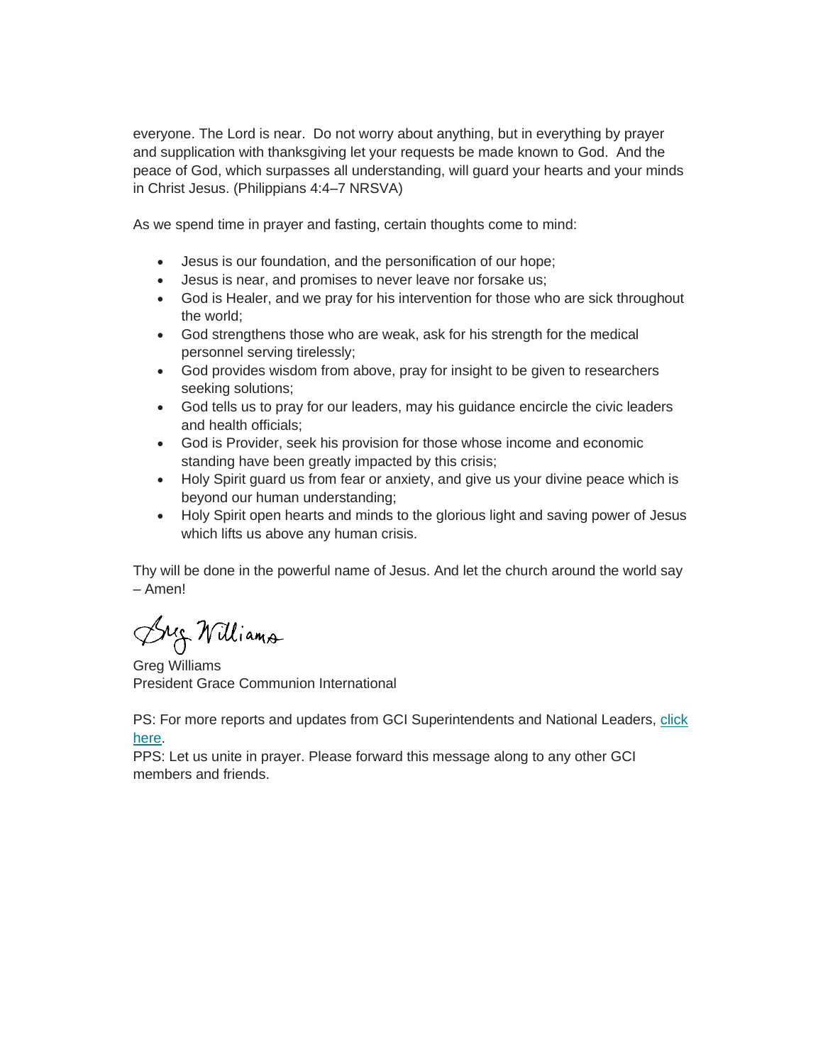everyone. The Lord is near. Do not worry about anything, but in everything by prayer and supplication with thanksgiving let your requests be made known to God. And the peace of God, which surpasses all understanding, will guard your hearts and your minds in Christ Jesus. (Philippians 4:4–7 NRSVA)

As we spend time in prayer and fasting, certain thoughts come to mind:

- Jesus is our foundation, and the personification of our hope;
- Jesus is near, and promises to never leave nor forsake us;
- God is Healer, and we pray for his intervention for those who are sick throughout the world;
- God strengthens those who are weak, ask for his strength for the medical personnel serving tirelessly;
- God provides wisdom from above, pray for insight to be given to researchers seeking solutions;
- God tells us to pray for our leaders, may his guidance encircle the civic leaders and health officials;
- God is Provider, seek his provision for those whose income and economic standing have been greatly impacted by this crisis;
- Holy Spirit guard us from fear or anxiety, and give us your divine peace which is beyond our human understanding;
- Holy Spirit open hearts and minds to the glorious light and saving power of Jesus which lifts us above any human crisis.

Thy will be done in the powerful name of Jesus. And let the church around the world say – Amen!

Greg Williams
President Grace Communion International

PS: For more reports and updates from GCI Superintendents and National Leaders, click here.

PPS: Let us unite in prayer. Please forward this message along to any other GCI members and friends.